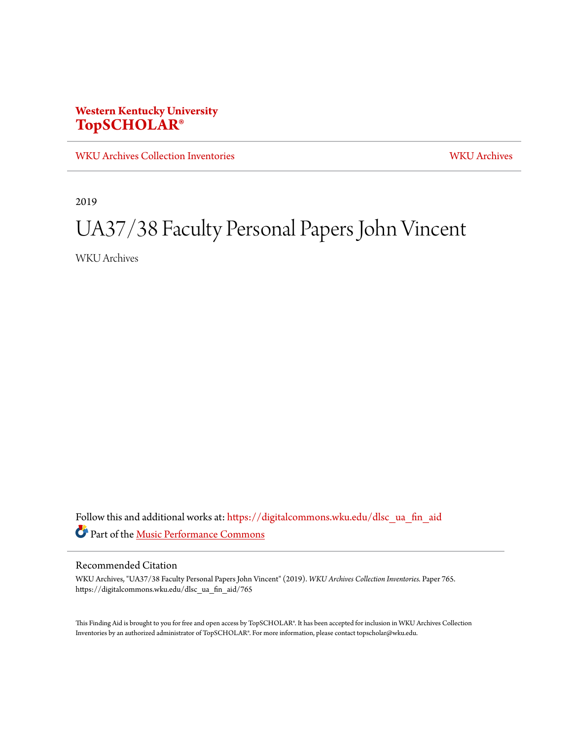**Western Kentucky University**
**TopSCHOLAR®**

WKU Archives Collection Inventories | WKU Archives

2019

# UA37/38 Faculty Personal Papers John Vincent

WKU Archives

Follow this and additional works at: https://digitalcommons.wku.edu/dlsc_ua_fin_aid

Part of the Music Performance Commons

## Recommended Citation

WKU Archives, "UA37/38 Faculty Personal Papers John Vincent" (2019). *WKU Archives Collection Inventories.* Paper 765.
https://digitalcommons.wku.edu/dlsc_ua_fin_aid/765

This Finding Aid is brought to you for free and open access by TopSCHOLAR®. It has been accepted for inclusion in WKU Archives Collection Inventories by an authorized administrator of TopSCHOLAR®. For more information, please contact topscholar@wku.edu.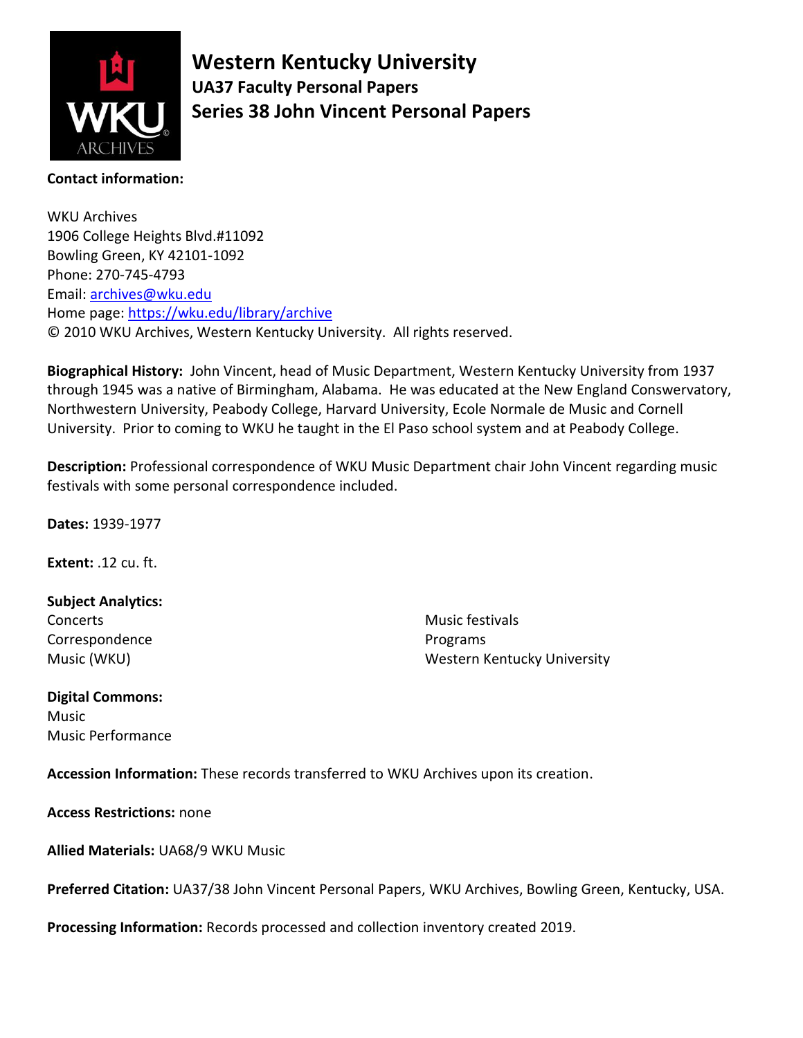# Western Kentucky University
## UA37 Faculty Personal Papers
## Series 38 John Vincent Personal Papers

**Contact information:**

WKU Archives
1906 College Heights Blvd.#11092
Bowling Green, KY 42101-1092
Phone: 270-745-4793
Email: archives@wku.edu
Home page: https://wku.edu/library/archive
© 2010 WKU Archives, Western Kentucky University. All rights reserved.

**Biographical History:** John Vincent, head of Music Department, Western Kentucky University from 1937 through 1945 was a native of Birmingham, Alabama. He was educated at the New England Conswervatory, Northwestern University, Peabody College, Harvard University, Ecole Normale de Music and Cornell University. Prior to coming to WKU he taught in the El Paso school system and at Peabody College.

**Description:** Professional correspondence of WKU Music Department chair John Vincent regarding music festivals with some personal correspondence included.

**Dates:** 1939-1977

**Extent:** .12 cu. ft.

**Subject Analytics:**
Concerts
Correspondence
Music (WKU)
Music festivals
Programs
Western Kentucky University

**Digital Commons:**
Music
Music Performance

**Accession Information:** These records transferred to WKU Archives upon its creation.

**Access Restrictions:** none

**Allied Materials:** UA68/9 WKU Music

**Preferred Citation:** UA37/38 John Vincent Personal Papers, WKU Archives, Bowling Green, Kentucky, USA.

**Processing Information:** Records processed and collection inventory created 2019.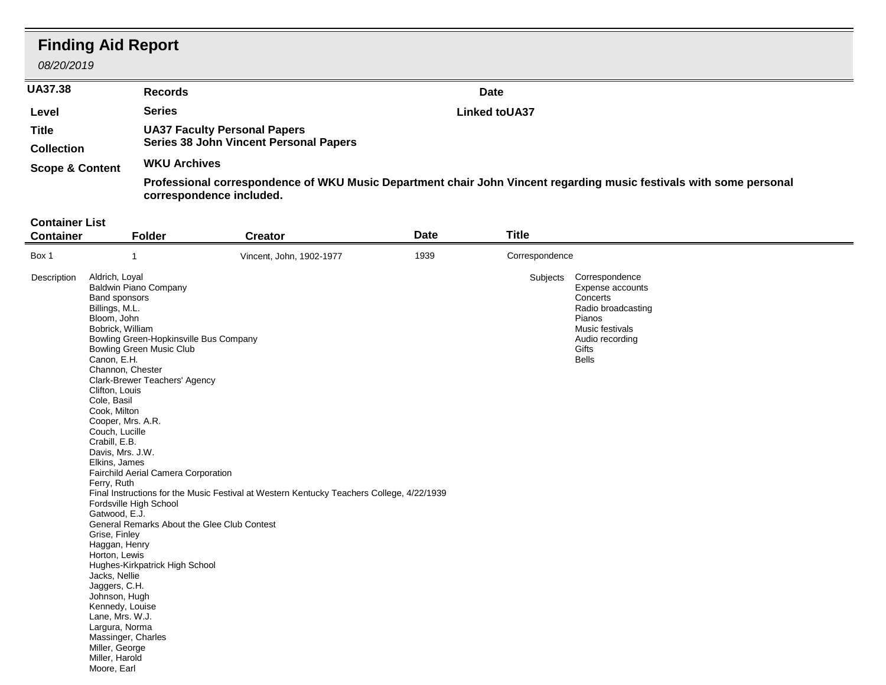# Finding Aid Report

*08/20/2019*

| **UA37.38** | **Records** | **Date** |
|---|---|---|
| **Level** | **Series** | **Linked to UA37** |
| **Title** | **UA37 Faculty Personal Papers** | |
| | **Series 38 John Vincent Personal Papers** | |
| **Collection** | **WKU Archives** | |
| **Scope & Content** | **Professional correspondence of WKU Music Department chair John Vincent regarding music festivals with some personal correspondence included.** | |

## Container List

| Container | Folder | Creator | Date | Title |
|---|---|---|---|---|
| Box 1 | 1 | Vincent, John, 1902-1977 | 1939 | Correspondence |

**Description**

Aldrich, Loyal
Baldwin Piano Company
Band sponsors
Billings, M.L.
Bloom, John
Bobrick, William
Bowling Green-Hopkinsville Bus Company
Bowling Green Music Club
Canon, E.H.
Channon, Chester
Clark-Brewer Teachers' Agency
Clifton, Louis
Cole, Basil
Cook, Milton
Cooper, Mrs. A.R.
Couch, Lucille
Crabill, E.B.
Davis, Mrs. J.W.
Elkins, James
Fairchild Aerial Camera Corporation
Ferry, Ruth
Final Instructions for the Music Festival at Western Kentucky Teachers College, 4/22/1939
Fordsville High School
Gatwood, E.J.
General Remarks About the Glee Club Contest
Grise, Finley
Haggan, Henry
Horton, Lewis
Hughes-Kirkpatrick High School
Jacks, Nellie
Jaggers, C.H.
Johnson, Hugh
Kennedy, Louise
Lane, Mrs. W.J.
Largura, Norma
Massinger, Charles
Miller, George
Miller, Harold
Moore, Earl

**Subjects**

Correspondence
Expense accounts
Concerts
Radio broadcasting
Pianos
Music festivals
Audio recording
Gifts
Bells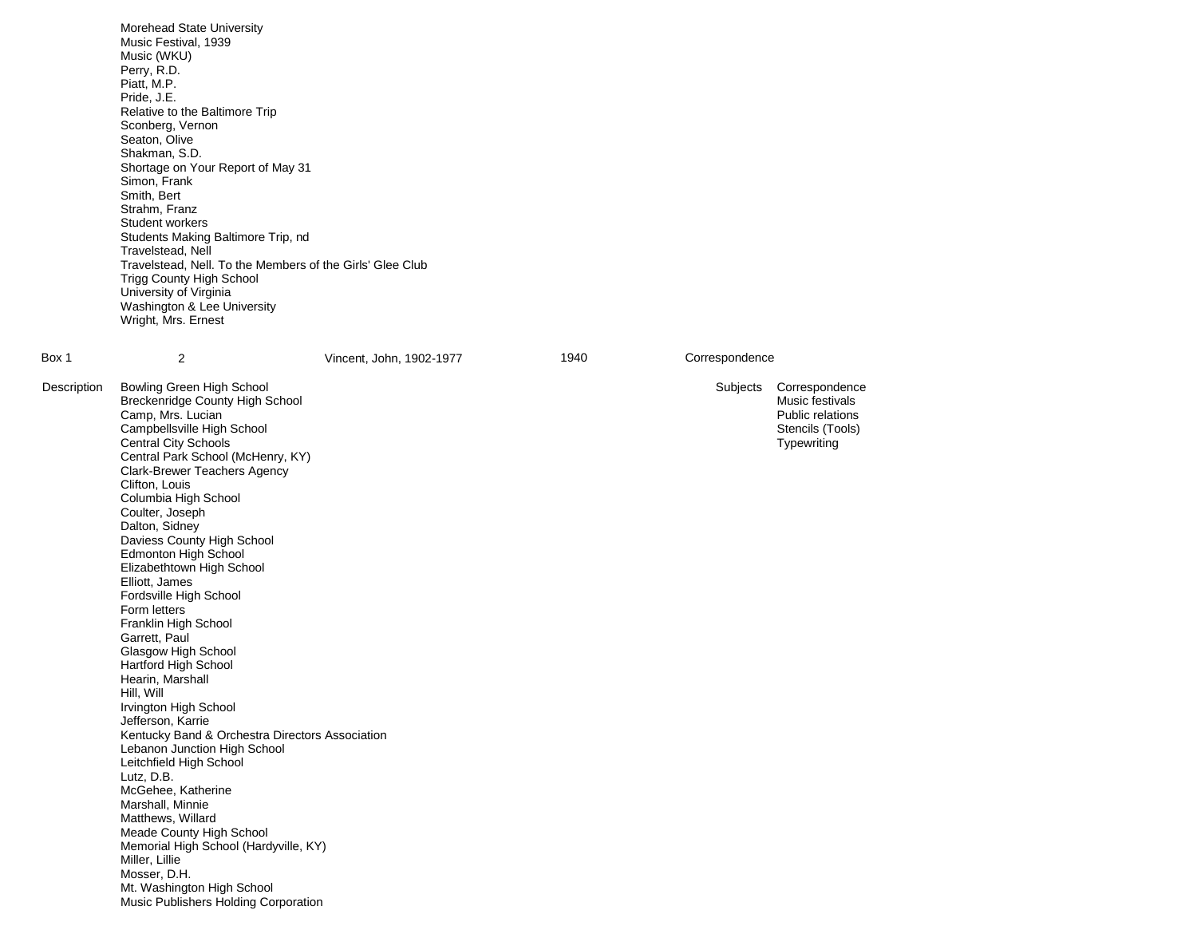Morehead State University
Music Festival, 1939
Music (WKU)
Perry, R.D.
Piatt, M.P.
Pride, J.E.
Relative to the Baltimore Trip
Sconberg, Vernon
Seaton, Olive
Shakman, S.D.
Shortage on Your Report of May 31
Simon, Frank
Smith, Bert
Strahm, Franz
Student workers
Students Making Baltimore Trip, nd
Travelstead, Nell
Travelstead, Nell. To the Members of the Girls' Glee Club
Trigg County High School
University of Virginia
Washington & Lee University
Wright, Mrs. Ernest

| Box 1 | 2 | Vincent, John, 1902-1977 | 1940 | Correspondence |
|---|---|---|---|---|

**Description**

Bowling Green High School
Breckenridge County High School
Camp, Mrs. Lucian
Campbellsville High School
Central City Schools
Central Park School (McHenry, KY)
Clark-Brewer Teachers Agency
Clifton, Louis
Columbia High School
Coulter, Joseph
Dalton, Sidney
Daviess County High School
Edmonton High School
Elizabethtown High School
Elliott, James
Fordsville High School
Form letters
Franklin High School
Garrett, Paul
Glasgow High School
Hartford High School
Hearin, Marshall
Hill, Will
Irvington High School
Jefferson, Karrie
Kentucky Band & Orchestra Directors Association
Lebanon Junction High School
Leitchfield High School
Lutz, D.B.
McGehee, Katherine
Marshall, Minnie
Matthews, Willard
Meade County High School
Memorial High School (Hardyville, KY)
Miller, Lillie
Mosser, D.H.
Mt. Washington High School
Music Publishers Holding Corporation

**Subjects**

Correspondence
Music festivals
Public relations
Stencils (Tools)
Typewriting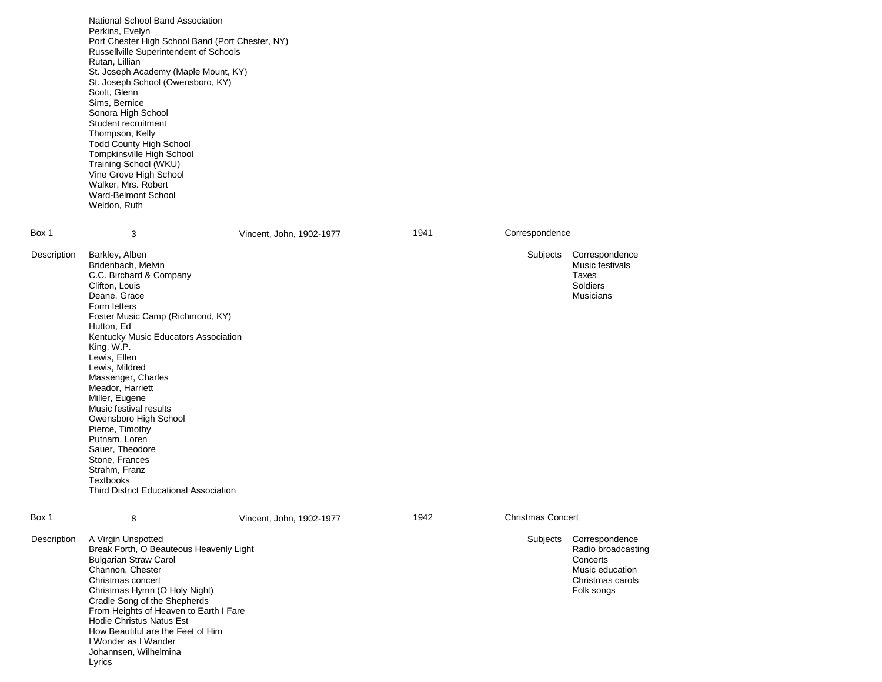National School Band Association
Perkins, Evelyn
Port Chester High School Band (Port Chester, NY)
Russellville Superintendent of Schools
Rutan, Lillian
St. Joseph Academy (Maple Mount, KY)
St. Joseph School (Owensboro, KY)
Scott, Glenn
Sims, Bernice
Sonora High School
Student recruitment
Thompson, Kelly
Todd County High School
Tompkinsville High School
Training School (WKU)
Vine Grove High School
Walker, Mrs. Robert
Ward-Belmont School
Weldon, Ruth

| Box 1 | 3 | Vincent, John, 1902-1977 | 1941 | Correspondence |
|---|---|---|---|---|

**Description**

Barkley, Alben
Bridenbach, Melvin
C.C. Birchard & Company
Clifton, Louis
Deane, Grace
Form letters
Foster Music Camp (Richmond, KY)
Hutton, Ed
Kentucky Music Educators Association
King, W.P.
Lewis, Ellen
Lewis, Mildred
Massenger, Charles
Meador, Harriett
Miller, Eugene
Music festival results
Owensboro High School
Pierce, Timothy
Putnam, Loren
Sauer, Theodore
Stone, Frances
Strahm, Franz
Textbooks
Third District Educational Association

**Subjects**

Correspondence
Music festivals
Taxes
Soldiers
Musicians

| Box 1 | 8 | Vincent, John, 1902-1977 | 1942 | Christmas Concert |
|---|---|---|---|---|

**Description**

A Virgin Unspotted
Break Forth, O Beauteous Heavenly Light
Bulgarian Straw Carol
Channon, Chester
Christmas concert
Christmas Hymn (O Holy Night)
Cradle Song of the Shepherds
From Heights of Heaven to Earth I Fare
Hodie Christus Natus Est
How Beautiful are the Feet of Him
I Wonder as I Wander
Johannsen, Wilhelmina
Lyrics

**Subjects**

Correspondence
Radio broadcasting
Concerts
Music education
Christmas carols
Folk songs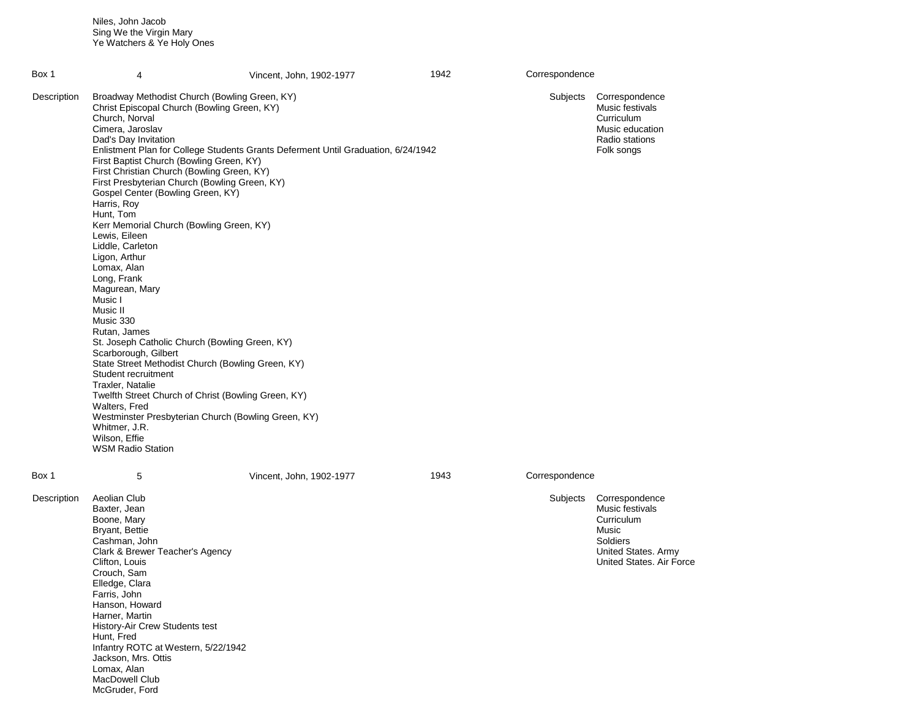Niles, John Jacob
Sing We the Virgin Mary
Ye Watchers & Ye Holy Ones

| Box 1 | 4 | Vincent, John, 1902-1977 | 1942 | Correspondence |
|---|---|---|---|---|

**Description**

Broadway Methodist Church (Bowling Green, KY)
Christ Episcopal Church (Bowling Green, KY)
Church, Norval
Cimera, Jaroslav
Dad's Day Invitation
Enlistment Plan for College Students Grants Deferment Until Graduation, 6/24/1942
First Baptist Church (Bowling Green, KY)
First Christian Church (Bowling Green, KY)
First Presbyterian Church (Bowling Green, KY)
Gospel Center (Bowling Green, KY)
Harris, Roy
Hunt, Tom
Kerr Memorial Church (Bowling Green, KY)
Lewis, Eileen
Liddle, Carleton
Ligon, Arthur
Lomax, Alan
Long, Frank
Magurean, Mary
Music I
Music II
Music 330
Rutan, James
St. Joseph Catholic Church (Bowling Green, KY)
Scarborough, Gilbert
State Street Methodist Church (Bowling Green, KY)
Student recruitment
Traxler, Natalie
Twelfth Street Church of Christ (Bowling Green, KY)
Walters, Fred
Westminster Presbyterian Church (Bowling Green, KY)
Whitmer, J.R.
Wilson, Effie
WSM Radio Station

**Subjects**

Correspondence
Music festivals
Curriculum
Music education
Radio stations
Folk songs

| Box 1 | 5 | Vincent, John, 1902-1977 | 1943 | Correspondence |
|---|---|---|---|---|

**Description**

Aeolian Club
Baxter, Jean
Boone, Mary
Bryant, Bettie
Cashman, John
Clark & Brewer Teacher's Agency
Clifton, Louis
Crouch, Sam
Elledge, Clara
Farris, John
Hanson, Howard
Harner, Martin
History-Air Crew Students test
Hunt, Fred
Infantry ROTC at Western, 5/22/1942
Jackson, Mrs. Ottis
Lomax, Alan
MacDowell Club
McGruder, Ford

**Subjects**

Correspondence
Music festivals
Curriculum
Music
Soldiers
United States. Army
United States. Air Force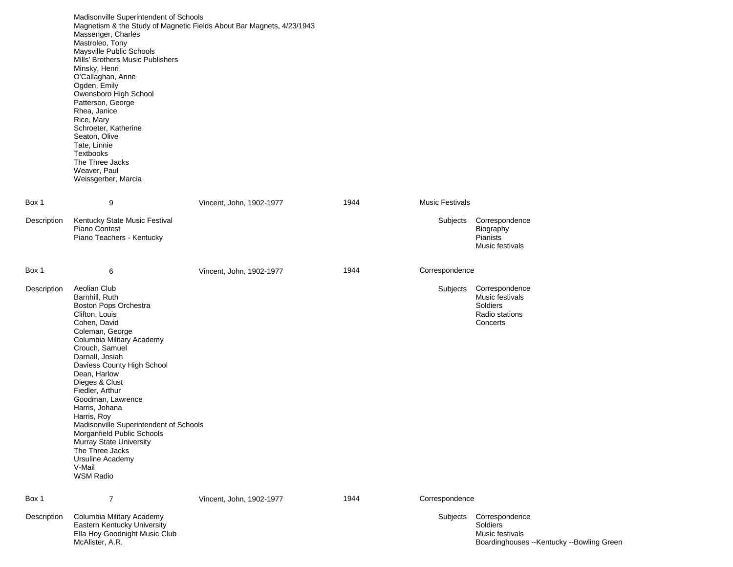Madisonville Superintendent of Schools
Magnetism & the Study of Magnetic Fields About Bar Magnets, 4/23/1943
Massenger, Charles
Mastroleo, Tony
Maysville Public Schools
Mills' Brothers Music Publishers
Minsky, Henri
O'Callaghan, Anne
Ogden, Emily
Owensboro High School
Patterson, George
Rhea, Janice
Rice, Mary
Schroeter, Katherine
Seaton, Olive
Tate, Linnie
Textbooks
The Three Jacks
Weaver, Paul
Weissgerber, Marcia

| Box 1 | 9 | Vincent, John, 1902-1977 | 1944 | Music Festivals |
|---|---|---|---|---|

Description
Kentucky State Music Festival
Piano Contest
Piano Teachers - Kentucky

Subjects
Correspondence
Biography
Pianists
Music festivals

| Box 1 | 6 | Vincent, John, 1902-1977 | 1944 | Correspondence |
|---|---|---|---|---|

Description
Aeolian Club
Barnhill, Ruth
Boston Pops Orchestra
Clifton, Louis
Cohen, David
Coleman, George
Columbia Military Academy
Crouch, Samuel
Darnall, Josiah
Daviess County High School
Dean, Harlow
Dieges & Clust
Fiedler, Arthur
Goodman, Lawrence
Harris, Johana
Harris, Roy
Madisonville Superintendent of Schools
Morganfield Public Schools
Murray State University
The Three Jacks
Ursuline Academy
V-Mail
WSM Radio

Subjects
Correspondence
Music festivals
Soldiers
Radio stations
Concerts

| Box 1 | 7 | Vincent, John, 1902-1977 | 1944 | Correspondence |
|---|---|---|---|---|

Description
Columbia Military Academy
Eastern Kentucky University
Ella Hoy Goodnight Music Club
McAlister, A.R.

Subjects
Correspondence
Soldiers
Music festivals
Boardinghouses --Kentucky --Bowling Green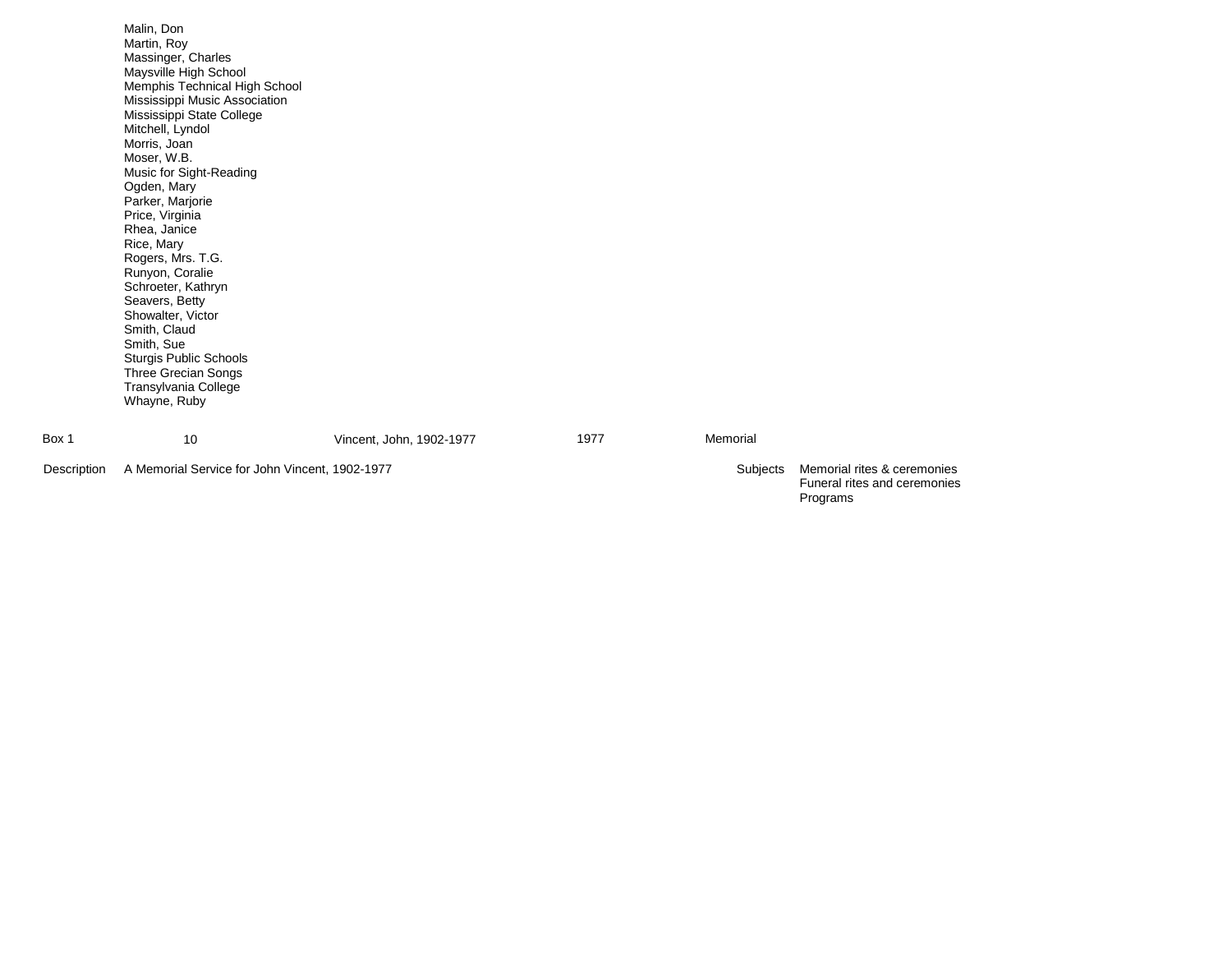Malin, Don
Martin, Roy
Massinger, Charles
Maysville High School
Memphis Technical High School
Mississippi Music Association
Mississippi State College
Mitchell, Lyndol
Morris, Joan
Moser, W.B.
Music for Sight-Reading
Ogden, Mary
Parker, Marjorie
Price, Virginia
Rhea, Janice
Rice, Mary
Rogers, Mrs. T.G.
Runyon, Coralie
Schroeter, Kathryn
Seavers, Betty
Showalter, Victor
Smith, Claud
Smith, Sue
Sturgis Public Schools
Three Grecian Songs
Transylvania College
Whayne, Ruby

| | | | | |
|---|---|---|---|---|
| Box 1 | 10 | Vincent, John, 1902-1977 | 1977 | Memorial |

Description A Memorial Service for John Vincent, 1902-1977

Subjects
Memorial rites & ceremonies
Funeral rites and ceremonies
Programs